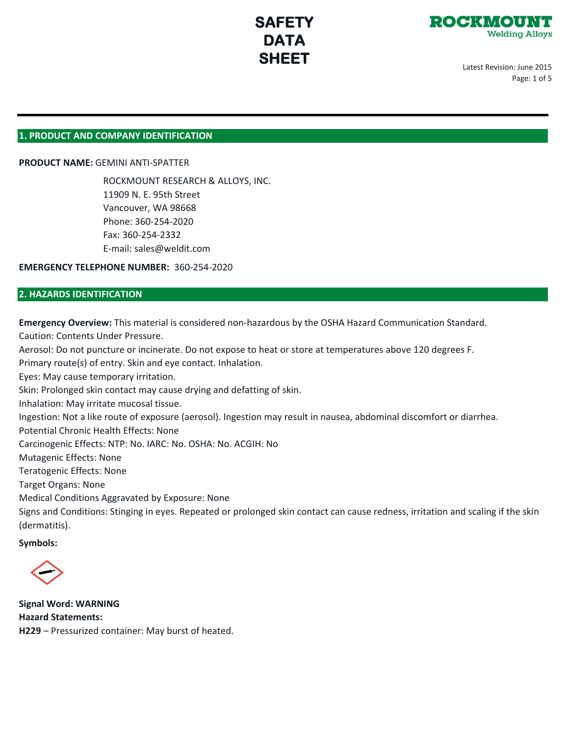# SAFETY DATA SHEET

ROCKMOUNT Welding Alloys

Latest Revision: June 2015

## 1. PRODUCT AND COMPANY IDENTIFICATION

**PRODUCT NAME:** GEMINI ANTI-SPATTER

ROCKMOUNT RESEARCH & ALLOYS, INC.
11909 N. E. 95th Street
Vancouver, WA 98668
Phone: 360-254-2020
Fax: 360-254-2332
E-mail: sales@weldit.com

**EMERGENCY TELEPHONE NUMBER:** 360-254-2020

## 2. HAZARDS IDENTIFICATION

**Emergency Overview:** This material is considered non-hazardous by the OSHA Hazard Communication Standard.
Caution: Contents Under Pressure.
Aerosol: Do not puncture or incinerate. Do not expose to heat or store at temperatures above 120 degrees F.
Primary route(s) of entry. Skin and eye contact. Inhalation.
Eyes: May cause temporary irritation.
Skin: Prolonged skin contact may cause drying and defatting of skin.
Inhalation: May irritate mucosal tissue.
Ingestion: Not a like route of exposure (aerosol). Ingestion may result in nausea, abdominal discomfort or diarrhea.
Potential Chronic Health Effects: None
Carcinogenic Effects: NTP: No. IARC: No. OSHA: No. ACGIH: No
Mutagenic Effects: None
Teratogenic Effects: None
Target Organs: None
Medical Conditions Aggravated by Exposure: None
Signs and Conditions: Stinging in eyes. Repeated or prolonged skin contact can cause redness, irritation and scaling if the skin (dermatitis).

**Symbols:**

**Signal Word: WARNING**
**Hazard Statements:**
**H229** – Pressurized container: May burst of heated.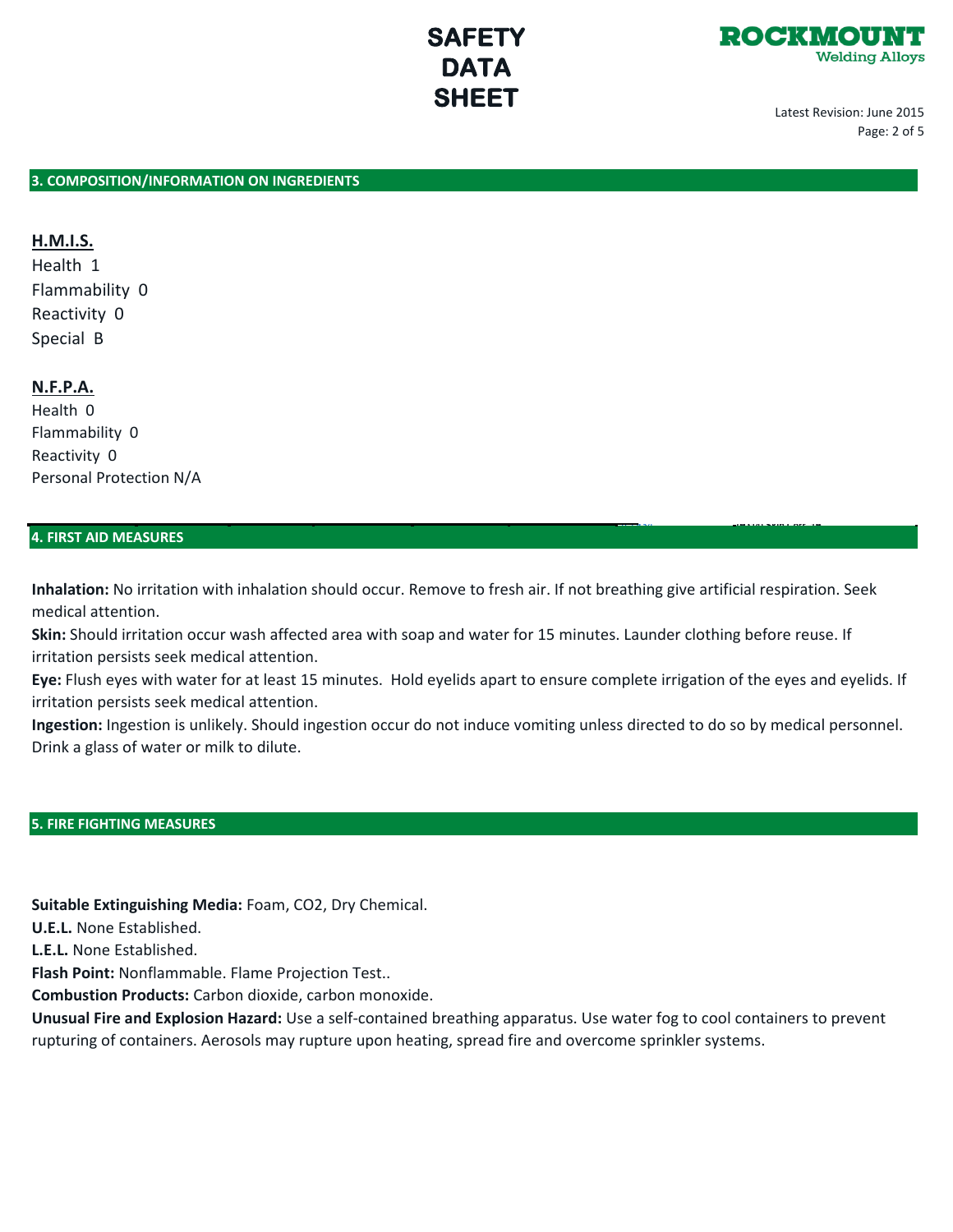## 3. COMPOSITION/INFORMATION ON INGREDIENTS

**H.M.I.S.**

Health 1
Flammability 0
Reactivity 0
Special B

**N.F.P.A.**

Health 0
Flammability 0
Reactivity 0
Personal Protection N/A

## 4. FIRST AID MEASURES

**Inhalation:** No irritation with inhalation should occur. Remove to fresh air. If not breathing give artificial respiration. Seek medical attention.

**Skin:** Should irritation occur wash affected area with soap and water for 15 minutes. Launder clothing before reuse. If irritation persists seek medical attention.

**Eye:** Flush eyes with water for at least 15 minutes. Hold eyelids apart to ensure complete irrigation of the eyes and eyelids. If irritation persists seek medical attention.

**Ingestion:** Ingestion is unlikely. Should ingestion occur do not induce vomiting unless directed to do so by medical personnel. Drink a glass of water or milk to dilute.

## 5. FIRE FIGHTING MEASURES

**Suitable Extinguishing Media:** Foam, $CO_2$, Dry Chemical.

**U.E.L.** None Established.

**L.E.L.** None Established.

**Flash Point:** Nonflammable. Flame Projection Test..

**Combustion Products:** Carbon dioxide, carbon monoxide.

**Unusual Fire and Explosion Hazard:** Use a self-contained breathing apparatus. Use water fog to cool containers to prevent rupturing of containers. Aerosols may rupture upon heating, spread fire and overcome sprinkler systems.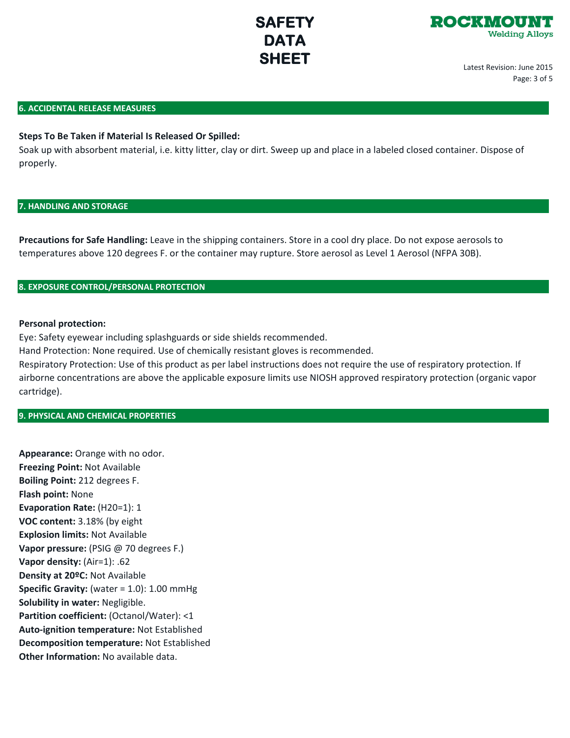## 6. ACCIDENTAL RELEASE MEASURES

**Steps To Be Taken if Material Is Released Or Spilled:**
Soak up with absorbent material, i.e. kitty litter, clay or dirt. Sweep up and place in a labeled closed container. Dispose of properly.

## 7. HANDLING AND STORAGE

**Precautions for Safe Handling:** Leave in the shipping containers. Store in a cool dry place. Do not expose aerosols to temperatures above 120 degrees F. or the container may rupture. Store aerosol as Level 1 Aerosol (NFPA 30B).

## 8. EXPOSURE CONTROL/PERSONAL PROTECTION

**Personal protection:**
Eye: Safety eyewear including splashguards or side shields recommended.
Hand Protection: None required. Use of chemically resistant gloves is recommended.
Respiratory Protection: Use of this product as per label instructions does not require the use of respiratory protection. If airborne concentrations are above the applicable exposure limits use NIOSH approved respiratory protection (organic vapor cartridge).

## 9. PHYSICAL AND CHEMICAL PROPERTIES

**Appearance:** Orange with no odor.
**Freezing Point:** Not Available
**Boiling Point:** 212 degrees F.
**Flash point:** None
**Evaporation Rate:** (H20=1): 1
**VOC content:** 3.18% (by eight
**Explosion limits:** Not Available
**Vapor pressure:** (PSIG @ 70 degrees F.)
**Vapor density:** (Air=1): .62
**Density at 20ºC:** Not Available
**Specific Gravity:** (water = 1.0): 1.00 mmHg
**Solubility in water:** Negligible.
**Partition coefficient:** (Octanol/Water): <1
**Auto-ignition temperature:** Not Established
**Decomposition temperature:** Not Established
**Other Information:** No available data.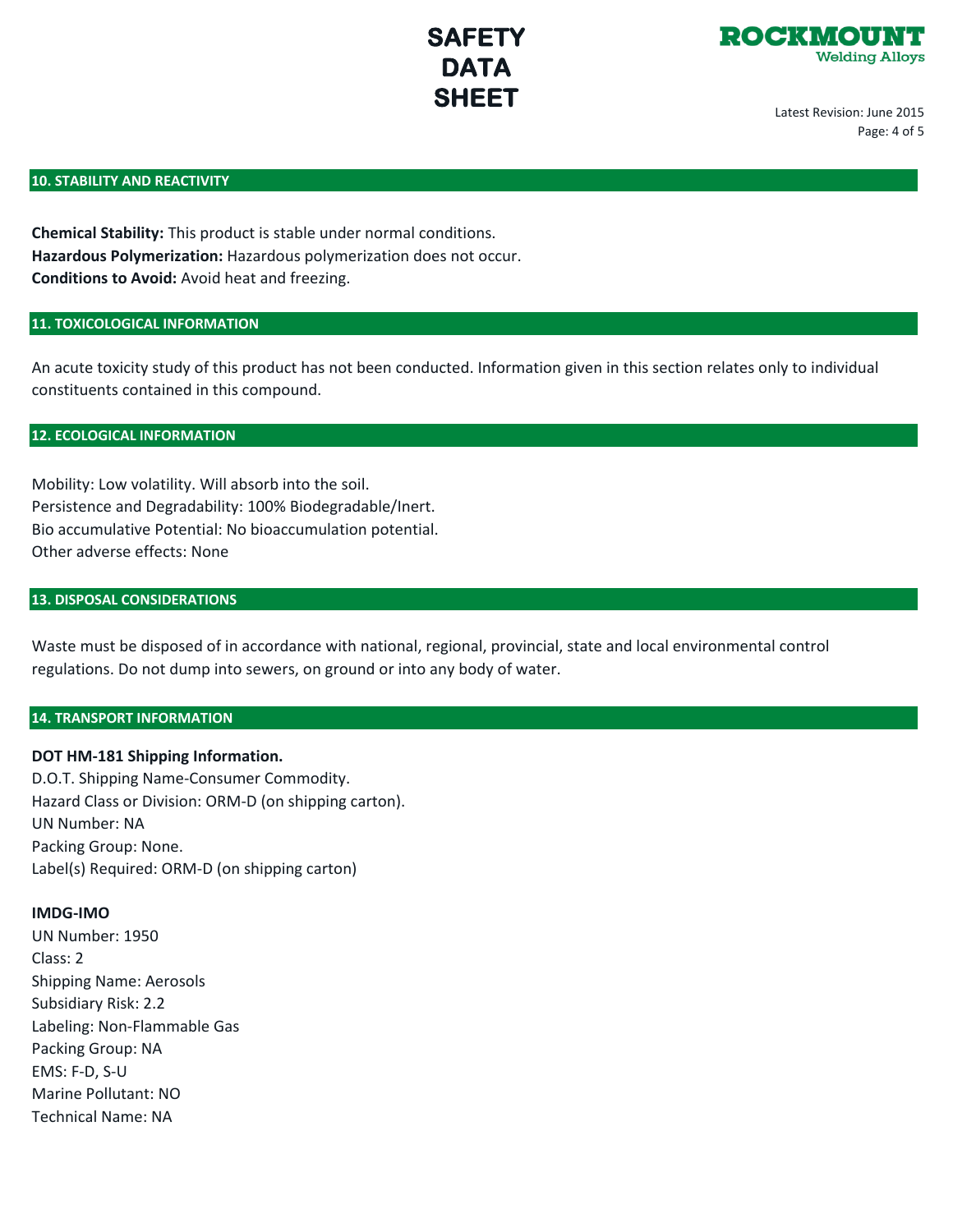## 10. STABILITY AND REACTIVITY

**Chemical Stability:** This product is stable under normal conditions.
**Hazardous Polymerization:** Hazardous polymerization does not occur.
**Conditions to Avoid:** Avoid heat and freezing.

## 11. TOXICOLOGICAL INFORMATION

An acute toxicity study of this product has not been conducted. Information given in this section relates only to individual constituents contained in this compound.

## 12. ECOLOGICAL INFORMATION

Mobility: Low volatility. Will absorb into the soil.
Persistence and Degradability: 100% Biodegradable/Inert.
Bio accumulative Potential: No bioaccumulation potential.
Other adverse effects: None

## 13. DISPOSAL CONSIDERATIONS

Waste must be disposed of in accordance with national, regional, provincial, state and local environmental control regulations. Do not dump into sewers, on ground or into any body of water.

## 14. TRANSPORT INFORMATION

**DOT HM-181 Shipping Information.**
D.O.T. Shipping Name-Consumer Commodity.
Hazard Class or Division: ORM-D (on shipping carton).
UN Number: NA
Packing Group: None.
Label(s) Required: ORM-D (on shipping carton)

**IMDG-IMO**
UN Number: 1950
Class: 2
Shipping Name: Aerosols
Subsidiary Risk: 2.2
Labeling: Non-Flammable Gas
Packing Group: NA
EMS: F-D, S-U
Marine Pollutant: NO
Technical Name: NA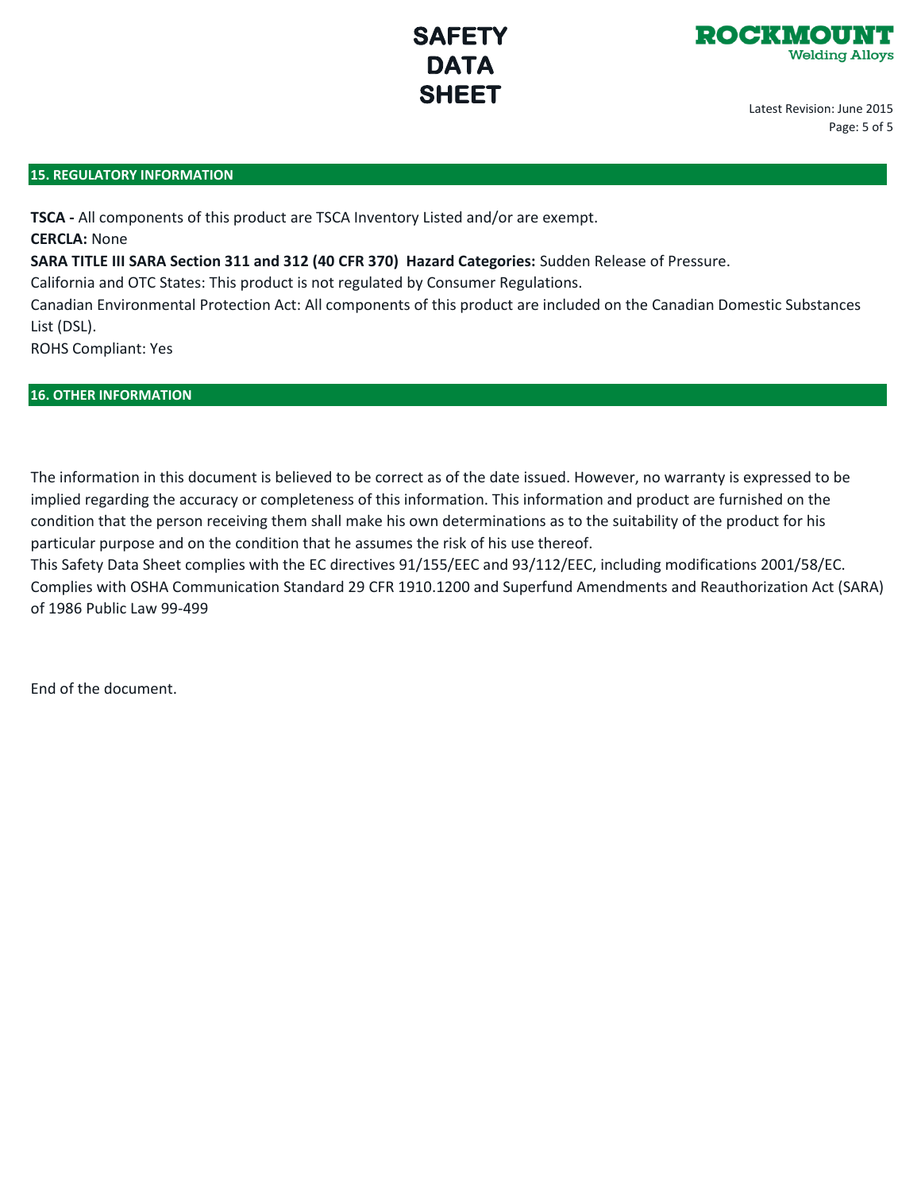## 15. REGULATORY INFORMATION

**TSCA -** All components of this product are TSCA Inventory Listed and/or are exempt.

**CERCLA:** None

**SARA TITLE III SARA Section 311 and 312 (40 CFR 370) Hazard Categories:** Sudden Release of Pressure.

California and OTC States: This product is not regulated by Consumer Regulations.

Canadian Environmental Protection Act: All components of this product are included on the Canadian Domestic Substances List (DSL).

ROHS Compliant: Yes

## 16. OTHER INFORMATION

The information in this document is believed to be correct as of the date issued. However, no warranty is expressed to be implied regarding the accuracy or completeness of this information. This information and product are furnished on the condition that the person receiving them shall make his own determinations as to the suitability of the product for his particular purpose and on the condition that he assumes the risk of his use thereof.

This Safety Data Sheet complies with the EC directives 91/155/EEC and 93/112/EEC, including modifications 2001/58/EC. Complies with OSHA Communication Standard 29 CFR 1910.1200 and Superfund Amendments and Reauthorization Act (SARA) of 1986 Public Law 99-499

End of the document.